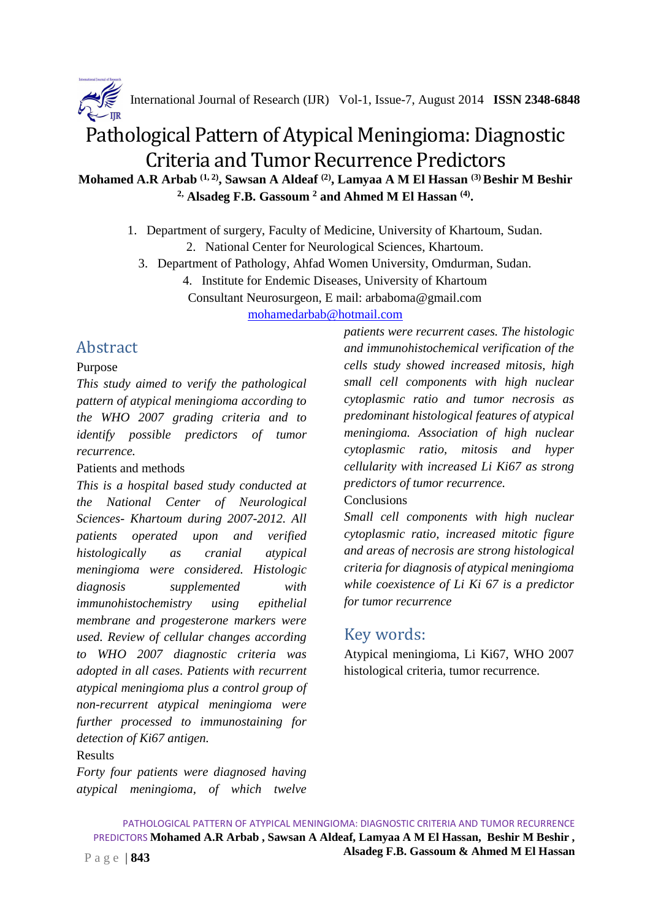# Pathological Pattern of Atypical Meningioma: Diagnostic Criteria and Tumor Recurrence Predictors

**Mohamed A.R Arbab [1, 2], Sawsan A Aldeaf [2], Lamyaa A M El Hassan [3] Beshir M Beshir [2], Alsadeg F.B. Gassoum [2] and Ahmed M El Hassan [4].**

1. Department of surgery, Faculty of Medicine, University of Khartoum, Sudan.
2. National Center for Neurological Sciences, Khartoum.
3. Department of Pathology, Ahfad Women University, Omdurman, Sudan.
4. Institute for Endemic Diseases, University of Khartoum

Consultant Neurosurgeon, E mail: arbaboma@gmail.com
mohamedarbab@hotmail.com

## Abstract

Purpose

*This study aimed to verify the pathological pattern of atypical meningioma according to the WHO 2007 grading criteria and to identify possible predictors of tumor recurrence.*

Patients and methods

*This is a hospital based study conducted at the National Center of Neurological Sciences- Khartoum during 2007-2012. All patients operated upon and verified histologically as cranial atypical meningioma were considered. Histologic diagnosis supplemented with immunohistochemistry using epithelial membrane and progesterone markers were used. Review of cellular changes according to WHO 2007 diagnostic criteria was adopted in all cases. Patients with recurrent atypical meningioma plus a control group of non-recurrent atypical meningioma were further processed to immunostaining for detection of Ki67 antigen.*

Results

*Forty four patients were diagnosed having atypical meningioma, of which twelve patients were recurrent cases. The histologic and immunohistochemical verification of the cells study showed increased mitosis, high small cell components with high nuclear cytoplasmic ratio and tumor necrosis as predominant histological features of atypical meningioma. Association of high nuclear cytoplasmic ratio, mitosis and hyper cellularity with increased Li Ki67 as strong predictors of tumor recurrence.*

Conclusions

*Small cell components with high nuclear cytoplasmic ratio, increased mitotic figure and areas of necrosis are strong histological criteria for diagnosis of atypical meningioma while coexistence of Li Ki 67 is a predictor for tumor recurrence*

## Key words:

Atypical meningioma, Li Ki67, WHO 2007 histological criteria, tumor recurrence.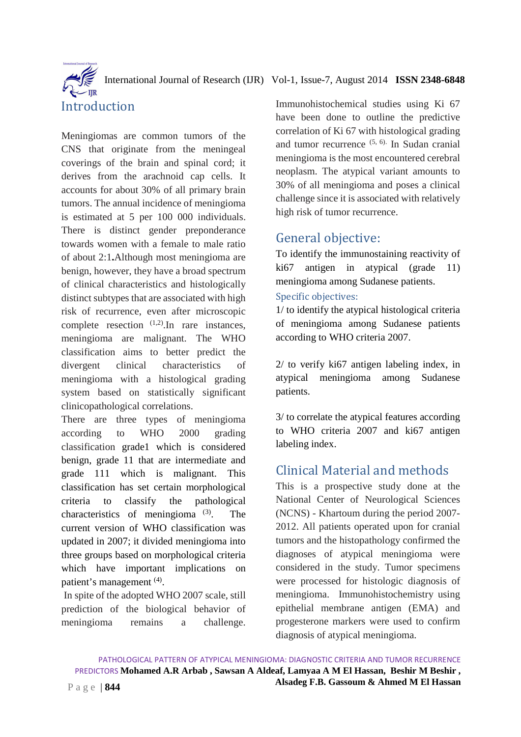## Introduction

Meningiomas are common tumors of the CNS that originate from the meningeal coverings of the brain and spinal cord; it derives from the arachnoid cap cells. It accounts for about 30% of all primary brain tumors. The annual incidence of meningioma is estimated at 5 per 100 000 individuals. There is distinct gender preponderance towards women with a female to male ratio of about 2:1**.**Although most meningioma are benign, however, they have a broad spectrum of clinical characteristics and histologically distinct subtypes that are associated with high risk of recurrence, even after microscopic complete resection [1,2].In rare instances, meningioma are malignant. The WHO classification aims to better predict the divergent clinical characteristics of meningioma with a histological grading system based on statistically significant clinicopathological correlations.

There are three types of meningioma according to WHO 2000 grading classification grade1 which is considered benign, grade 11 that are intermediate and grade 111 which is malignant. This classification has set certain morphological criteria to classify the pathological characteristics of meningioma [3]. The current version of WHO classification was updated in 2007; it divided meningioma into three groups based on morphological criteria which have important implications on patient's management [4].

In spite of the adopted WHO 2007 scale, still prediction of the biological behavior of meningioma remains a challenge. Immunohistochemical studies using Ki 67 have been done to outline the predictive correlation of Ki 67 with histological grading and tumor recurrence [5, 6]. In Sudan cranial meningioma is the most encountered cerebral neoplasm. The atypical variant amounts to 30% of all meningioma and poses a clinical challenge since it is associated with relatively high risk of tumor recurrence.

## General objective:

To identify the immunostaining reactivity of ki67 antigen in atypical (grade 11) meningioma among Sudanese patients.

### Specific objectives:

1/ to identify the atypical histological criteria of meningioma among Sudanese patients according to WHO criteria 2007.

2/ to verify ki67 antigen labeling index, in atypical meningioma among Sudanese patients.

3/ to correlate the atypical features according to WHO criteria 2007 and ki67 antigen labeling index.

## Clinical Material and methods

This is a prospective study done at the National Center of Neurological Sciences (NCNS) - Khartoum during the period 2007-2012. All patients operated upon for cranial tumors and the histopathology confirmed the diagnoses of atypical meningioma were considered in the study. Tumor specimens were processed for histologic diagnosis of meningioma. Immunohistochemistry using epithelial membrane antigen (EMA) and progesterone markers were used to confirm diagnosis of atypical meningioma.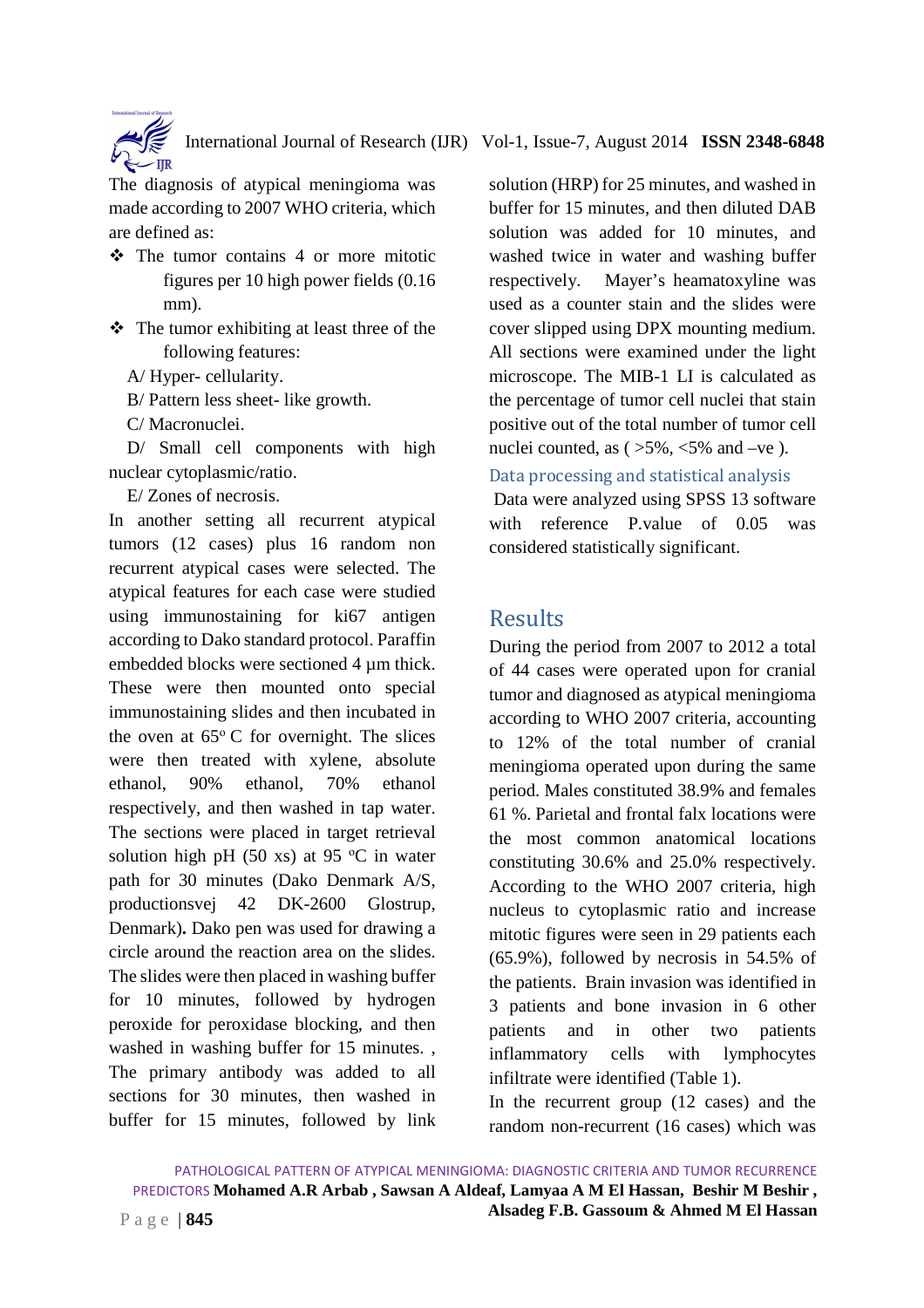The diagnosis of atypical meningioma was made according to 2007 WHO criteria, which are defined as:

- ❖ The tumor contains 4 or more mitotic figures per 10 high power fields (0.16 mm).
- ❖ The tumor exhibiting at least three of the following features:

A/ Hyper- cellularity.

B/ Pattern less sheet- like growth.

C/ Macronuclei.

D/ Small cell components with high nuclear cytoplasmic/ratio.

E/ Zones of necrosis.

In another setting all recurrent atypical tumors (12 cases) plus 16 random non recurrent atypical cases were selected. The atypical features for each case were studied using immunostaining for ki67 antigen according to Dako standard protocol. Paraffin embedded blocks were sectioned 4 µm thick. These were then mounted onto special immunostaining slides and then incubated in the oven at 65º C for overnight. The slices were then treated with xylene, absolute ethanol, 90% ethanol, 70% ethanol respectively, and then washed in tap water. The sections were placed in target retrieval solution high pH (50 xs) at 95 ºC in water path for 30 minutes (Dako Denmark A/S, productionsvej 42 DK-2600 Glostrup, Denmark)**.** Dako pen was used for drawing a circle around the reaction area on the slides. The slides were then placed in washing buffer for 10 minutes, followed by hydrogen peroxide for peroxidase blocking, and then washed in washing buffer for 15 minutes. , The primary antibody was added to all sections for 30 minutes, then washed in buffer for 15 minutes, followed by link solution (HRP) for 25 minutes, and washed in buffer for 15 minutes, and then diluted DAB solution was added for 10 minutes, and washed twice in water and washing buffer respectively. Mayer's heamatoxyline was used as a counter stain and the slides were cover slipped using DPX mounting medium. All sections were examined under the light microscope. The MIB-1 LI is calculated as the percentage of tumor cell nuclei that stain positive out of the total number of tumor cell nuclei counted, as ( >5%, <5% and –ve ).

### Data processing and statistical analysis

Data were analyzed using SPSS 13 software with reference P.value of 0.05 was considered statistically significant.

## Results

During the period from 2007 to 2012 a total of 44 cases were operated upon for cranial tumor and diagnosed as atypical meningioma according to WHO 2007 criteria, accounting to 12% of the total number of cranial meningioma operated upon during the same period. Males constituted 38.9% and females 61 %. Parietal and frontal falx locations were the most common anatomical locations constituting 30.6% and 25.0% respectively. According to the WHO 2007 criteria, high nucleus to cytoplasmic ratio and increase mitotic figures were seen in 29 patients each (65.9%), followed by necrosis in 54.5% of the patients. Brain invasion was identified in 3 patients and bone invasion in 6 other patients and in other two patients inflammatory cells with lymphocytes infiltrate were identified (Table 1).

In the recurrent group (12 cases) and the random non-recurrent (16 cases) which was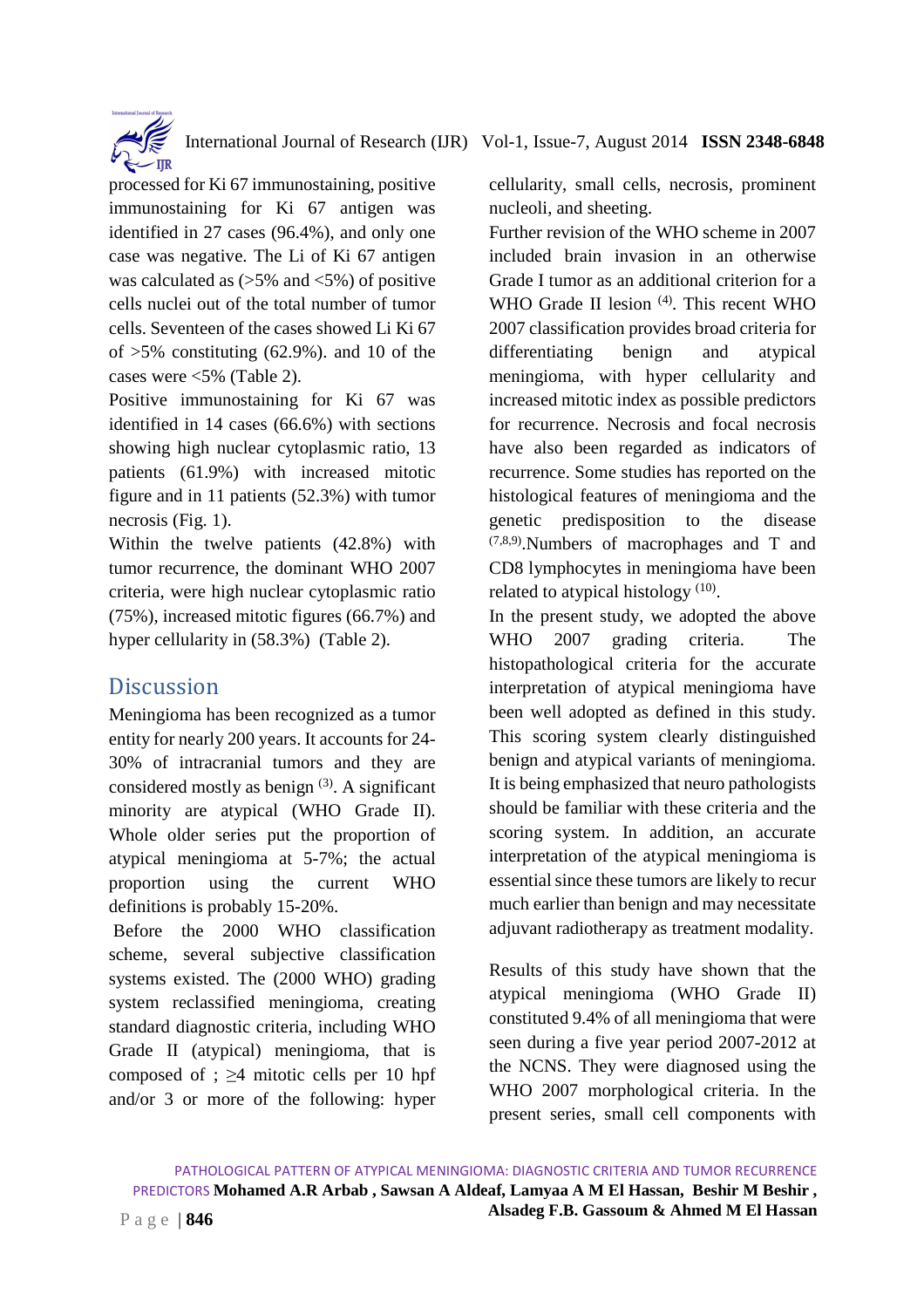processed for Ki 67 immunostaining, positive immunostaining for Ki 67 antigen was identified in 27 cases (96.4%), and only one case was negative. The Li of Ki 67 antigen was calculated as (>5% and <5%) of positive cells nuclei out of the total number of tumor cells. Seventeen of the cases showed Li Ki 67 of >5% constituting (62.9%). and 10 of the cases were <5% (Table 2).

Positive immunostaining for Ki 67 was identified in 14 cases (66.6%) with sections showing high nuclear cytoplasmic ratio, 13 patients (61.9%) with increased mitotic figure and in 11 patients (52.3%) with tumor necrosis (Fig. 1).

Within the twelve patients (42.8%) with tumor recurrence, the dominant WHO 2007 criteria, were high nuclear cytoplasmic ratio (75%), increased mitotic figures (66.7%) and hyper cellularity in (58.3%) (Table 2).

## Discussion

Meningioma has been recognized as a tumor entity for nearly 200 years. It accounts for 24-30% of intracranial tumors and they are considered mostly as benign [3]. A significant minority are atypical (WHO Grade II). Whole older series put the proportion of atypical meningioma at 5-7%; the actual proportion using the current WHO definitions is probably 15-20%.

Before the 2000 WHO classification scheme, several subjective classification systems existed. The (2000 WHO) grading system reclassified meningioma, creating standard diagnostic criteria, including WHO Grade II (atypical) meningioma, that is composed of ; ≥4 mitotic cells per 10 hpf and/or 3 or more of the following: hyper cellularity, small cells, necrosis, prominent nucleoli, and sheeting.

Further revision of the WHO scheme in 2007 included brain invasion in an otherwise Grade I tumor as an additional criterion for a WHO Grade II lesion [4]. This recent WHO 2007 classification provides broad criteria for differentiating benign and atypical meningioma, with hyper cellularity and increased mitotic index as possible predictors for recurrence. Necrosis and focal necrosis have also been regarded as indicators of recurrence. Some studies has reported on the histological features of meningioma and the genetic predisposition to the disease [7,8,9].Numbers of macrophages and T and CD8 lymphocytes in meningioma have been related to atypical histology [10].

In the present study, we adopted the above WHO 2007 grading criteria. The histopathological criteria for the accurate interpretation of atypical meningioma have been well adopted as defined in this study. This scoring system clearly distinguished benign and atypical variants of meningioma. It is being emphasized that neuro pathologists should be familiar with these criteria and the scoring system. In addition, an accurate interpretation of the atypical meningioma is essential since these tumors are likely to recur much earlier than benign and may necessitate adjuvant radiotherapy as treatment modality.

Results of this study have shown that the atypical meningioma (WHO Grade II) constituted 9.4% of all meningioma that were seen during a five year period 2007-2012 at the NCNS. They were diagnosed using the WHO 2007 morphological criteria. In the present series, small cell components with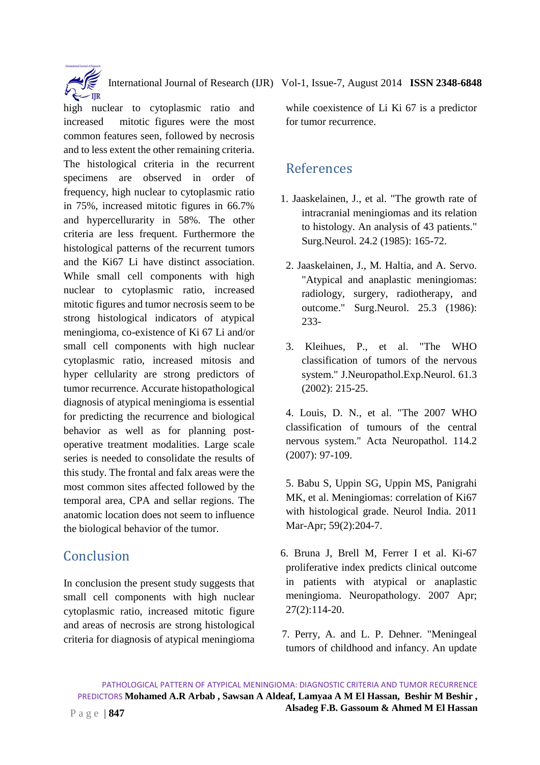high nuclear to cytoplasmic ratio and increased mitotic figures were the most common features seen, followed by necrosis and to less extent the other remaining criteria. The histological criteria in the recurrent specimens are observed in order of frequency, high nuclear to cytoplasmic ratio in 75%, increased mitotic figures in 66.7% and hypercellurarity in 58%. The other criteria are less frequent. Furthermore the histological patterns of the recurrent tumors and the Ki67 Li have distinct association. While small cell components with high nuclear to cytoplasmic ratio, increased mitotic figures and tumor necrosis seem to be strong histological indicators of atypical meningioma, co-existence of Ki 67 Li and/or small cell components with high nuclear cytoplasmic ratio, increased mitosis and hyper cellularity are strong predictors of tumor recurrence. Accurate histopathological diagnosis of atypical meningioma is essential for predicting the recurrence and biological behavior as well as for planning post-operative treatment modalities. Large scale series is needed to consolidate the results of this study. The frontal and falx areas were the most common sites affected followed by the temporal area, CPA and sellar regions. The anatomic location does not seem to influence the biological behavior of the tumor.

## Conclusion

In conclusion the present study suggests that small cell components with high nuclear cytoplasmic ratio, increased mitotic figure and areas of necrosis are strong histological criteria for diagnosis of atypical meningioma while coexistence of Li Ki 67 is a predictor for tumor recurrence.

## References

1. Jaaskelainen, J., et al. "The growth rate of intracranial meningiomas and its relation to histology. An analysis of 43 patients." Surg.Neurol. 24.2 (1985): 165-72.

2. Jaaskelainen, J., M. Haltia, and A. Servo. "Atypical and anaplastic meningiomas: radiology, surgery, radiotherapy, and outcome." Surg.Neurol. 25.3 (1986): 233-

3. Kleihues, P., et al. "The WHO classification of tumors of the nervous system." J.Neuropathol.Exp.Neurol. 61.3 (2002): 215-25.

4. Louis, D. N., et al. "The 2007 WHO classification of tumours of the central nervous system." Acta Neuropathol. 114.2 (2007): 97-109.

5. Babu S, Uppin SG, Uppin MS, Panigrahi MK, et al. Meningiomas: correlation of Ki67 with histological grade. Neurol India. 2011 Mar-Apr; 59(2):204-7.

6. Bruna J, Brell M, Ferrer I et al. Ki-67 proliferative index predicts clinical outcome in patients with atypical or anaplastic meningioma. Neuropathology. 2007 Apr; 27(2):114-20.

7. Perry, A. and L. P. Dehner. "Meningeal tumors of childhood and infancy. An update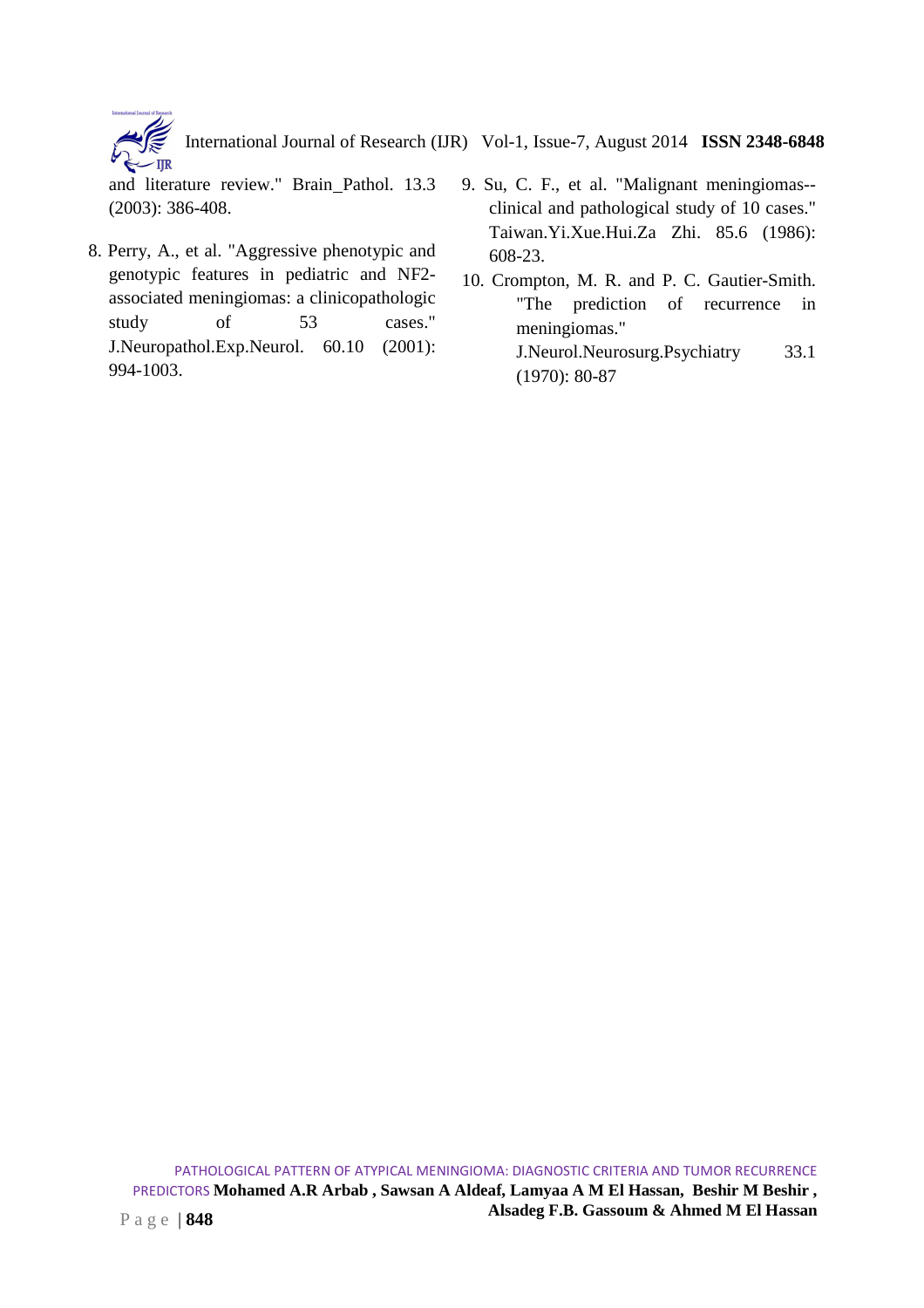and literature review." Brain_Pathol. 13.3 (2003): 386-408.

8. Perry, A., et al. "Aggressive phenotypic and genotypic features in pediatric and NF2-associated meningiomas: a clinicopathologic study of 53 cases." J.Neuropathol.Exp.Neurol. 60.10 (2001): 994-1003.
9. Su, C. F., et al. "Malignant meningiomas--clinical and pathological study of 10 cases." Taiwan.Yi.Xue.Hui.Za Zhi. 85.6 (1986): 608-23.
10. Crompton, M. R. and P. C. Gautier-Smith. "The prediction of recurrence in meningiomas." J.Neurol.Neurosurg.Psychiatry 33.1 (1970): 80-87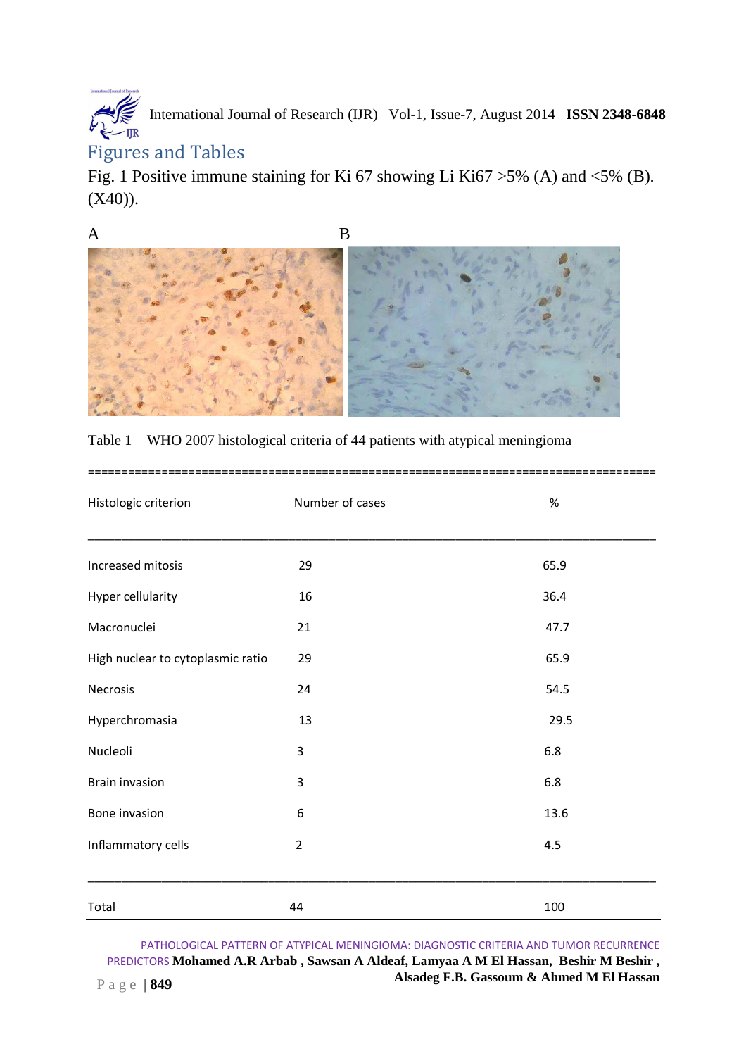## Figures and Tables

Fig. 1 Positive immune staining for Ki 67 showing Li Ki67 >5% (A) and <5% (B). (X40)).

A B

Table 1 WHO 2007 histological criteria of 44 patients with atypical meningioma

| Histologic criterion | Number of cases | % |
|---|---|---|
| Increased mitosis | 29 | 65.9 |
| Hyper cellularity | 16 | 36.4 |
| Macronuclei | 21 | 47.7 |
| High nuclear to cytoplasmic ratio | 29 | 65.9 |
| Necrosis | 24 | 54.5 |
| Hyperchromasia | 13 | 29.5 |
| Nucleoli | 3 | 6.8 |
| Brain invasion | 3 | 6.8 |
| Bone invasion | 6 | 13.6 |
| Inflammatory cells | 2 | 4.5 |
| Total | 44 | 100 |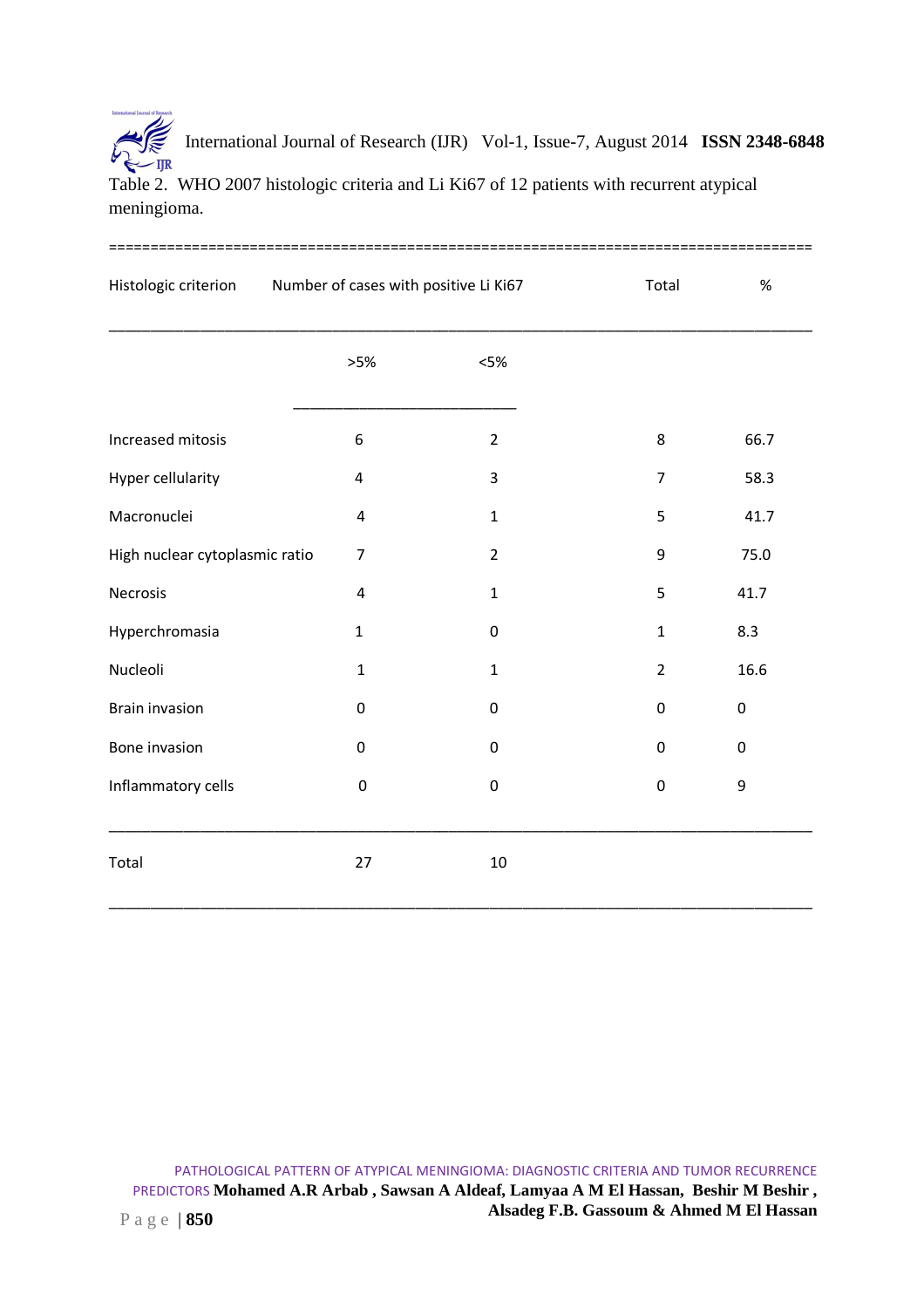Table 2. WHO 2007 histologic criteria and Li Ki67 of 12 patients with recurrent atypical meningioma.

| Histologic criterion | Number of cases with positive Li Ki67 | | Total | % |
|---|---|---|---|---|
| | >5% | <5% | | |
| Increased mitosis | 6 | 2 | 8 | 66.7 |
| Hyper cellularity | 4 | 3 | 7 | 58.3 |
| Macronuclei | 4 | 1 | 5 | 41.7 |
| High nuclear cytoplasmic ratio | 7 | 2 | 9 | 75.0 |
| Necrosis | 4 | 1 | 5 | 41.7 |
| Hyperchromasia | 1 | 0 | 1 | 8.3 |
| Nucleoli | 1 | 1 | 2 | 16.6 |
| Brain invasion | 0 | 0 | 0 | 0 |
| Bone invasion | 0 | 0 | 0 | 0 |
| Inflammatory cells | 0 | 0 | 0 | 9 |
| Total | 27 | 10 | | |